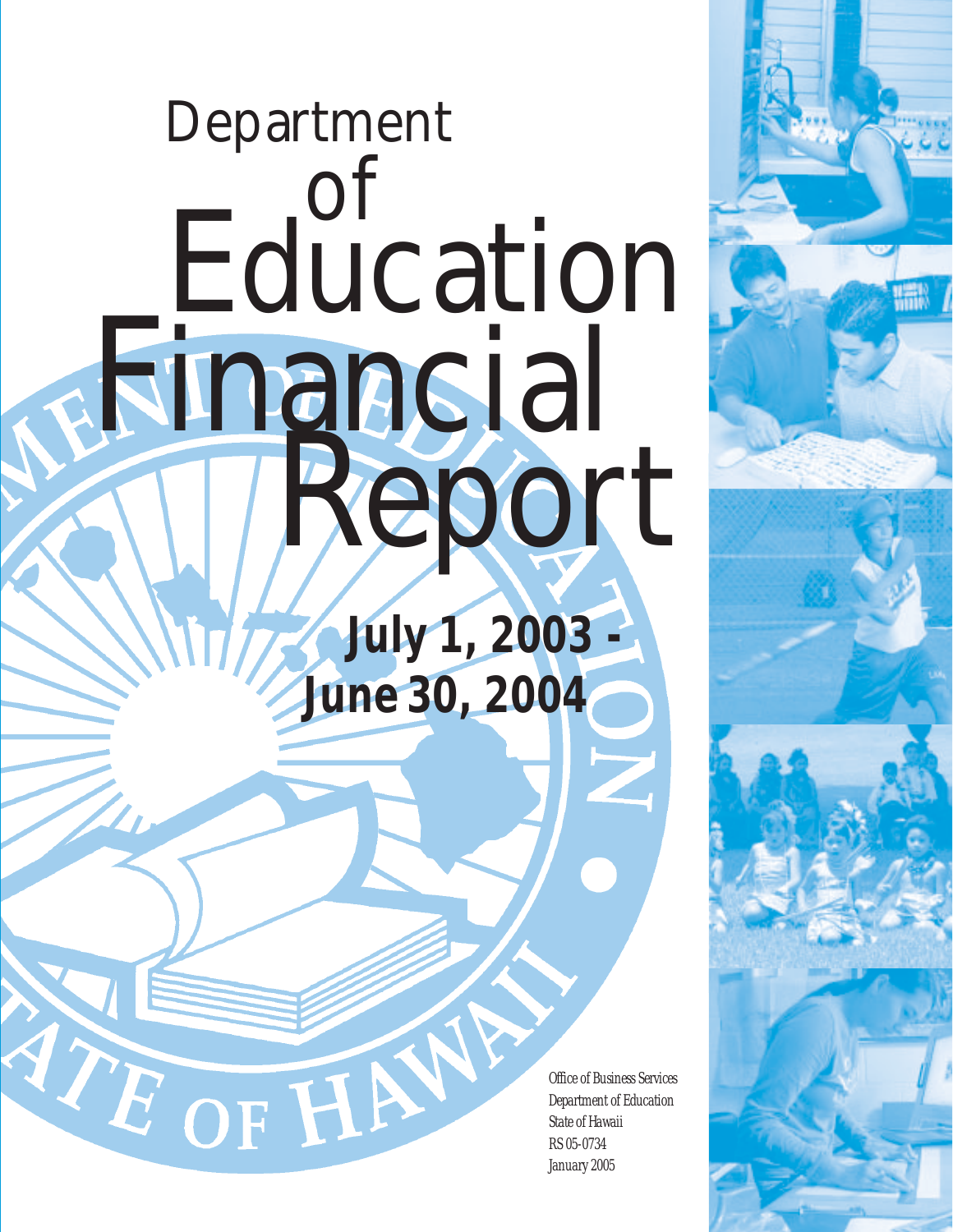# Department of Education Financial Report

## July 1, 2003 - June 30, 2004

Office of Business Services
Department of Education
State of Hawaii
RS 05-0734
January 2005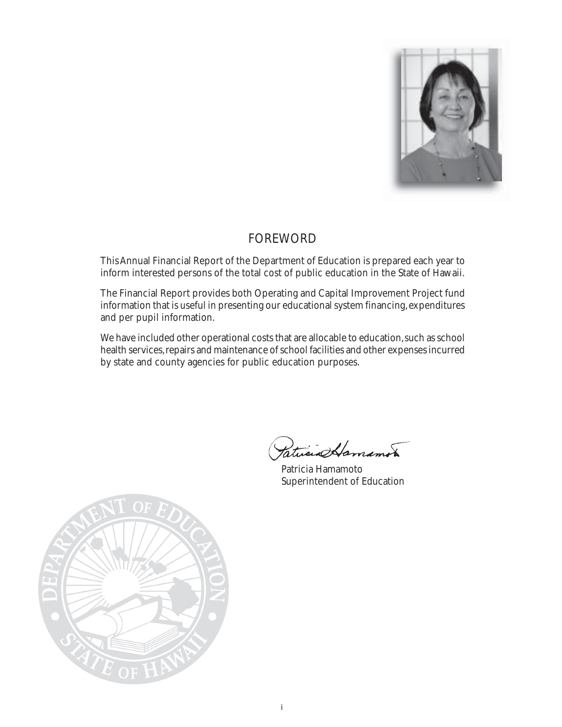# FOREWORD

This Annual Financial Report of the Department of Education is prepared each year to inform interested persons of the total cost of public education in the State of Hawaii.

The Financial Report provides both Operating and Capital Improvement Project fund information that is useful in presenting our educational system financing, expenditures and per pupil information.

We have included other operational costs that are allocable to education, such as school health services, repairs and maintenance of school facilities and other expenses incurred by state and county agencies for public education purposes.

Patricia Hamamoto
Superintendent of Education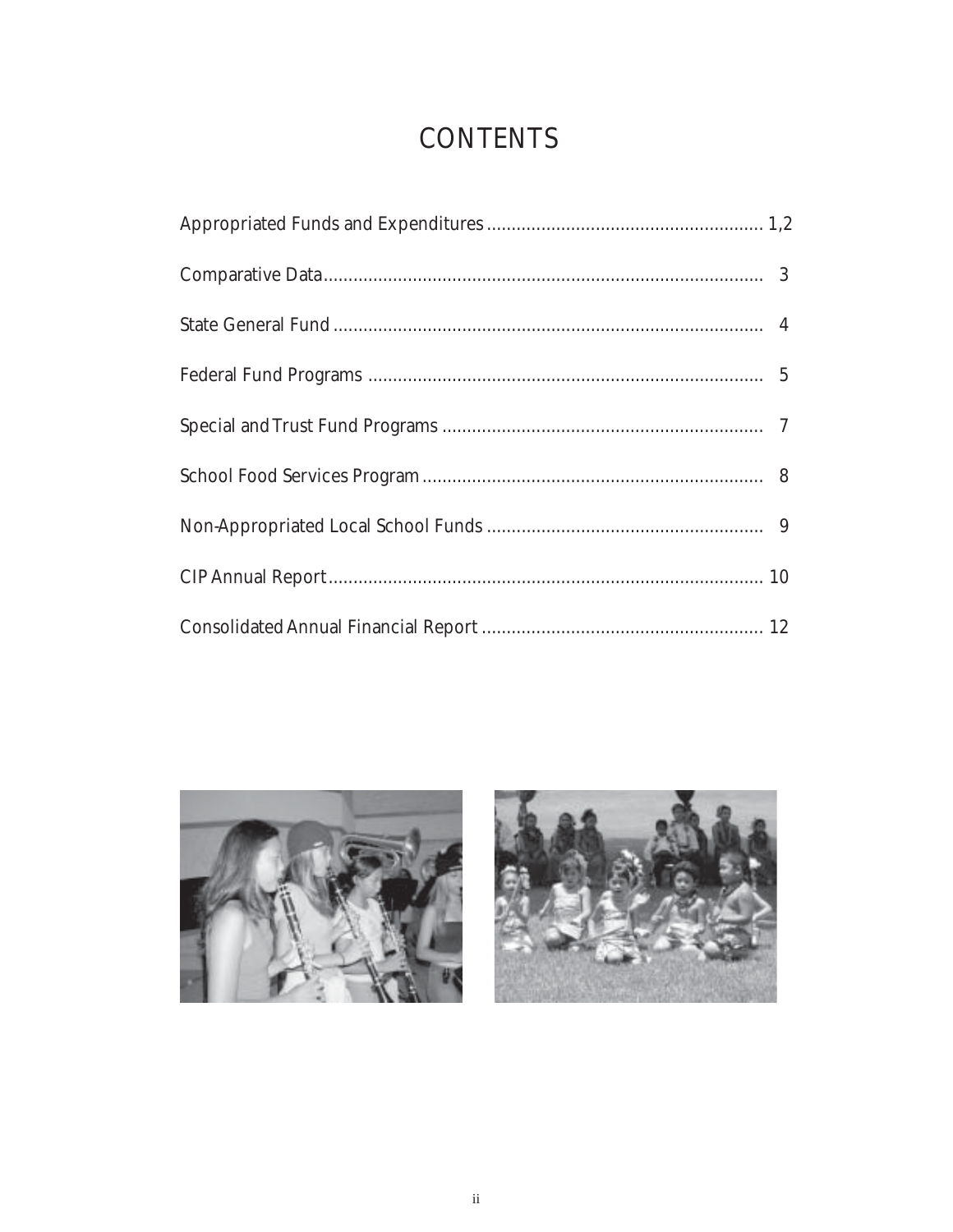# CONTENTS

Appropriated Funds and Expenditures ........................................................ 1,2

Comparative Data ........................................................................................ 3

State General Fund ...................................................................................... 4

Federal Fund Programs ............................................................................... 5

Special and Trust Fund Programs ................................................................. 7

School Food Services Program .................................................................... 8

Non-Appropriated Local School Funds ........................................................ 9

CIP Annual Report ...................................................................................... 10

Consolidated Annual Financial Report ......................................................... 12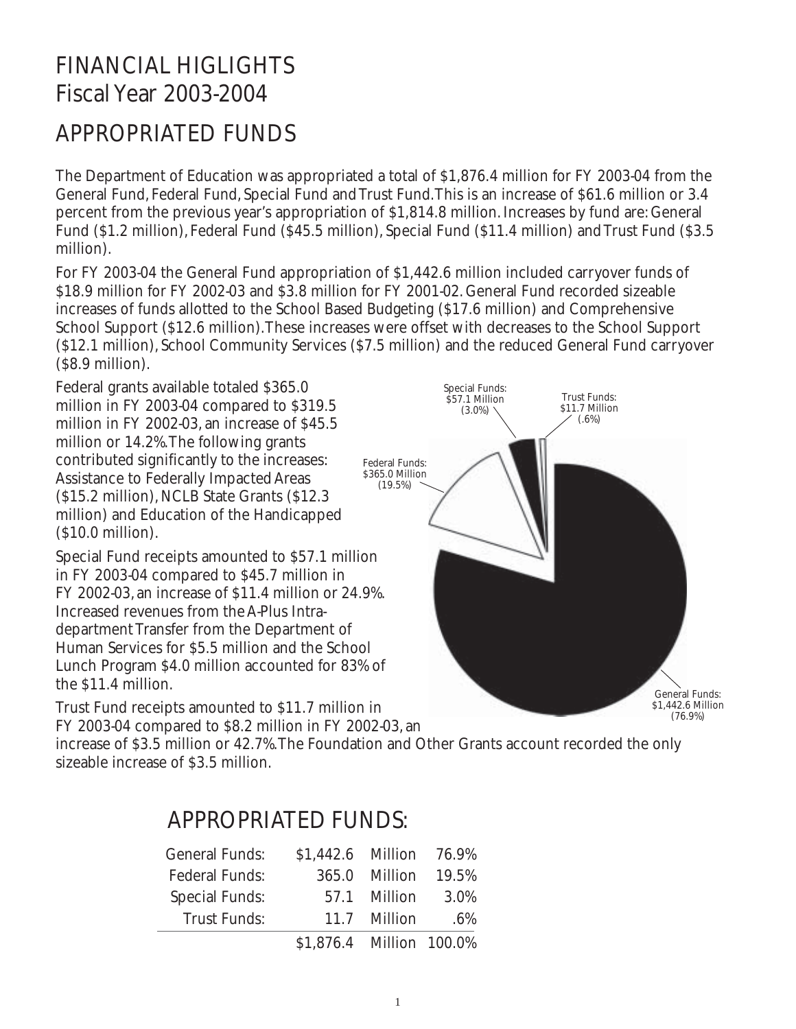# FINANCIAL HIGLIGHTS
# Fiscal Year 2003-2004

## APPROPRIATED FUNDS

The Department of Education was appropriated a total of $1,876.4 million for FY 2003-04 from the General Fund, Federal Fund, Special Fund and Trust Fund.This is an increase of $61.6 million or 3.4 percent from the previous year's appropriation of $1,814.8 million. Increases by fund are: General Fund ($1.2 million), Federal Fund ($45.5 million), Special Fund ($11.4 million) and Trust Fund ($3.5 million).

For FY 2003-04 the General Fund appropriation of $1,442.6 million included carryover funds of $18.9 million for FY 2002-03 and $3.8 million for FY 2001-02. General Fund recorded sizeable increases of funds allotted to the School Based Budgeting ($17.6 million) and Comprehensive School Support ($12.6 million).These increases were offset with decreases to the School Support ($12.1 million), School Community Services ($7.5 million) and the reduced General Fund carryover ($8.9 million).

Federal grants available totaled $365.0 million in FY 2003-04 compared to $319.5 million in FY 2002-03, an increase of $45.5 million or 14.2%.The following grants contributed significantly to the increases: Assistance to Federally Impacted Areas ($15.2 million), NCLB State Grants ($12.3 million) and Education of the Handicapped ($10.0 million).

Special Fund receipts amounted to $57.1 million in FY 2003-04 compared to $45.7 million in FY 2002-03, an increase of $11.4 million or 24.9%. Increased revenues from the A-Plus Intra-department Transfer from the Department of Human Services for $5.5 million and the School Lunch Program $4.0 million accounted for 83% of the $11.4 million.

Trust Fund receipts amounted to $11.7 million in FY 2003-04 compared to $8.2 million in FY 2002-03, an increase of $3.5 million or 42.7%.The Foundation and Other Grants account recorded the only sizeable increase of $3.5 million.

Special Funds: $57.1 Million (3.0%)
Trust Funds: $11.7 Million (.6%)
Federal Funds: $365.0 Million (19.5%)
General Funds: $1,442.6 Million (76.9%)

## APPROPRIATED FUNDS:

| | | | |
|---|---|---|---|
| General Funds: | $1,442.6 | Million | 76.9% |
| Federal Funds: | 365.0 | Million | 19.5% |
| Special Funds: | 57.1 | Million | 3.0% |
| Trust Funds: | 11.7 | Million | .6% |
| | $1,876.4 | Million | 100.0% |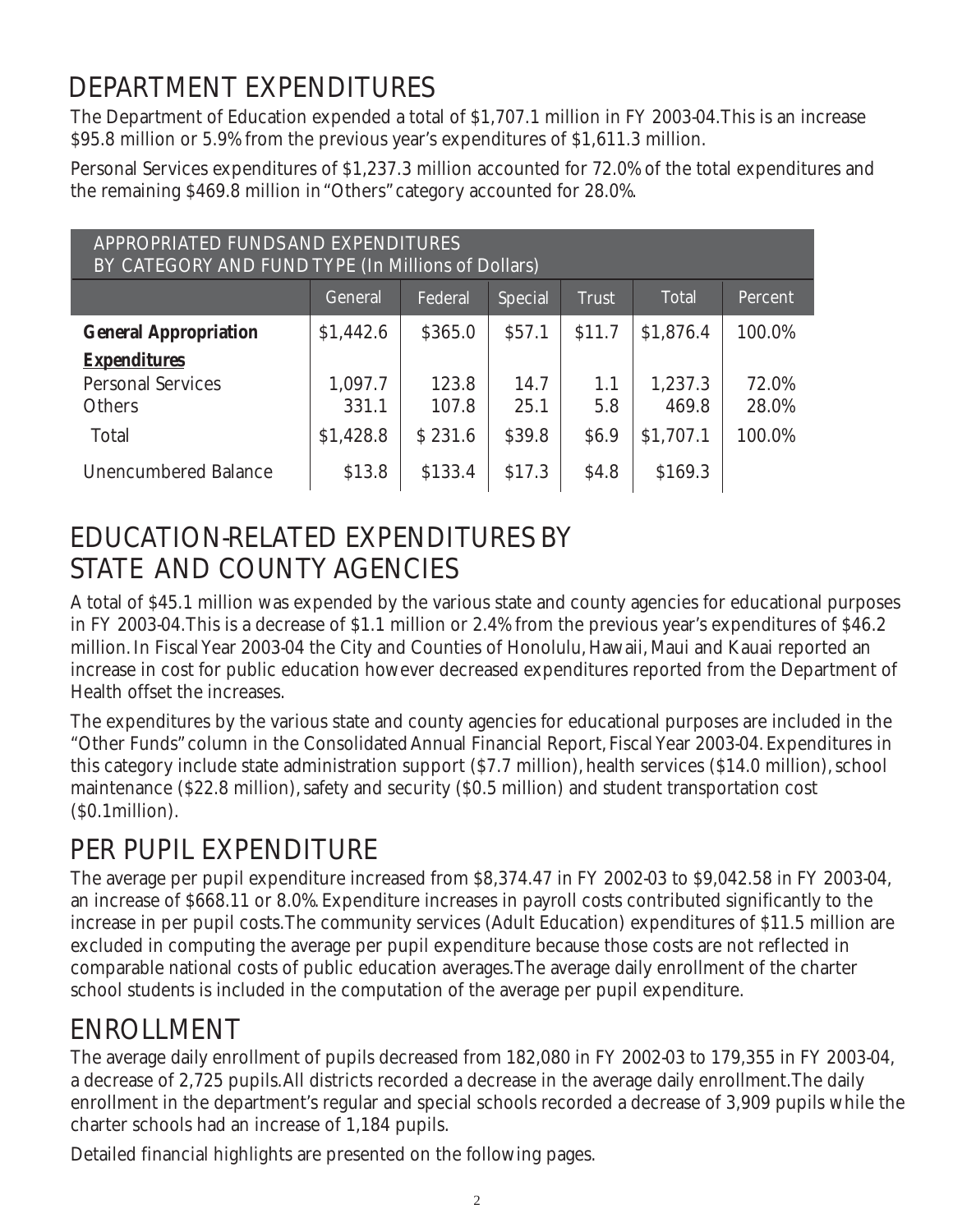# DEPARTMENT EXPENDITURES

The Department of Education expended a total of $1,707.1 million in FY 2003-04. This is an increase $95.8 million or 5.9% from the previous year's expenditures of $1,611.3 million.

Personal Services expenditures of $1,237.3 million accounted for 72.0% of the total expenditures and the remaining $469.8 million in "Others" category accounted for 28.0%.

APPROPRIATED FUNDS AND EXPENDITURES BY CATEGORY AND FUND TYPE (In Millions of Dollars)

| | General | Federal | Special | Trust | Total | Percent |
|---|---|---|---|---|---|---|
| **General Appropriation** | $1,442.6 | $365.0 | $57.1 | $11.7 | $1,876.4 | 100.0% |
| ***Expenditures*** | | | | | | |
| Personal Services | 1,097.7 | 123.8 | 14.7 | 1.1 | 1,237.3 | 72.0% |
| Others | 331.1 | 107.8 | 25.1 | 5.8 | 469.8 | 28.0% |
| Total | $1,428.8 | $ 231.6 | $39.8 | $6.9 | $1,707.1 | 100.0% |
| Unencumbered Balance | $13.8 | $133.4 | $17.3 | $4.8 | $169.3 | |

# EDUCATION-RELATED EXPENDITURES BY STATE AND COUNTY AGENCIES

A total of $45.1 million was expended by the various state and county agencies for educational purposes in FY 2003-04. This is a decrease of $1.1 million or 2.4% from the previous year's expenditures of $46.2 million. In Fiscal Year 2003-04 the City and Counties of Honolulu, Hawaii, Maui and Kauai reported an increase in cost for public education however decreased expenditures reported from the Department of Health offset the increases.

The expenditures by the various state and county agencies for educational purposes are included in the "Other Funds" column in the Consolidated Annual Financial Report, Fiscal Year 2003-04. Expenditures in this category include state administration support ($7.7 million), health services ($14.0 million), school maintenance ($22.8 million), safety and security ($0.5 million) and student transportation cost ($0.1million).

# PER PUPIL EXPENDITURE

The average per pupil expenditure increased from $8,374.47 in FY 2002-03 to $9,042.58 in FY 2003-04, an increase of $668.11 or 8.0%. Expenditure increases in payroll costs contributed significantly to the increase in per pupil costs. The community services (Adult Education) expenditures of $11.5 million are excluded in computing the average per pupil expenditure because those costs are not reflected in comparable national costs of public education averages. The average daily enrollment of the charter school students is included in the computation of the average per pupil expenditure.

# ENROLLMENT

The average daily enrollment of pupils decreased from 182,080 in FY 2002-03 to 179,355 in FY 2003-04, a decrease of 2,725 pupils. All districts recorded a decrease in the average daily enrollment. The daily enrollment in the department's regular and special schools recorded a decrease of 3,909 pupils while the charter schools had an increase of 1,184 pupils.

Detailed financial highlights are presented on the following pages.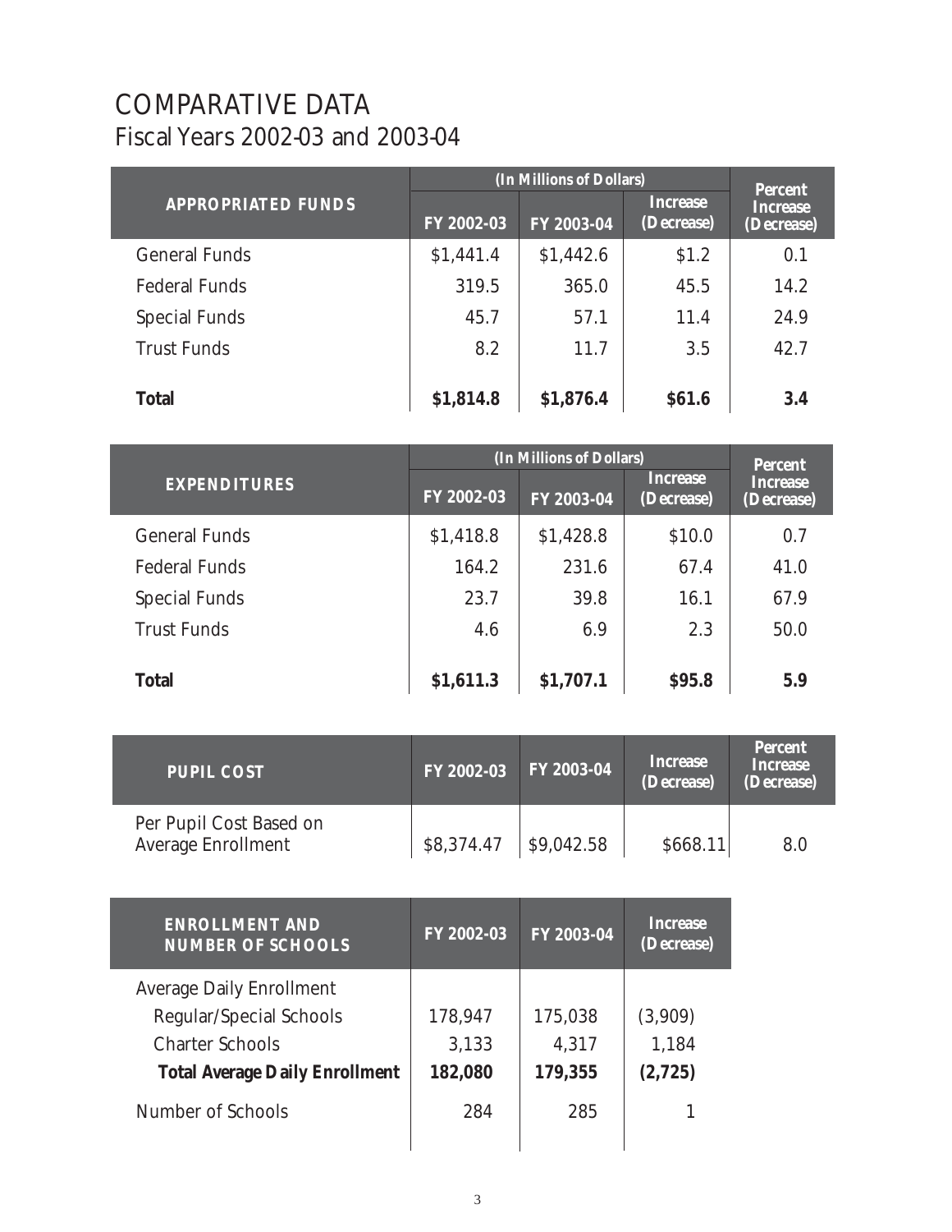# COMPARATIVE DATA

## Fiscal Years 2002-03 and 2003-04

| APPROPRIATED FUNDS | (In Millions of Dollars) | | | Percent Increase (Decrease) |
|---|---|---|---|---|
| | FY 2002-03 | FY 2003-04 | Increase (Decrease) | |
| General Funds | $1,441.4 | $1,442.6 | $1.2 | 0.1 |
| Federal Funds | 319.5 | 365.0 | 45.5 | 14.2 |
| Special Funds | 45.7 | 57.1 | 11.4 | 24.9 |
| Trust Funds | 8.2 | 11.7 | 3.5 | 42.7 |
| **Total** | **$1,814.8** | **$1,876.4** | **$61.6** | **3.4** |

| EXPENDITURES | (In Millions of Dollars) | | | Percent Increase (Decrease) |
|---|---|---|---|---|
| | FY 2002-03 | FY 2003-04 | Increase (Decrease) | |
| General Funds | $1,418.8 | $1,428.8 | $10.0 | 0.7 |
| Federal Funds | 164.2 | 231.6 | 67.4 | 41.0 |
| Special Funds | 23.7 | 39.8 | 16.1 | 67.9 |
| Trust Funds | 4.6 | 6.9 | 2.3 | 50.0 |
| **Total** | **$1,611.3** | **$1,707.1** | **$95.8** | **5.9** |

| PUPIL COST | FY 2002-03 | FY 2003-04 | Increase (Decrease) | Percent Increase (Decrease) |
|---|---|---|---|---|
| Per Pupil Cost Based on Average Enrollment | $8,374.47 | $9,042.58 | $668.11 | 8.0 |

| ENROLLMENT AND NUMBER OF SCHOOLS | FY 2002-03 | FY 2003-04 | Increase (Decrease) |
|---|---|---|---|
| Average Daily Enrollment | | | |
| Regular/Special Schools | 178,947 | 175,038 | (3,909) |
| Charter Schools | 3,133 | 4,317 | 1,184 |
| **Total Average Daily Enrollment** | **182,080** | **179,355** | **(2,725)** |
| Number of Schools | 284 | 285 | 1 |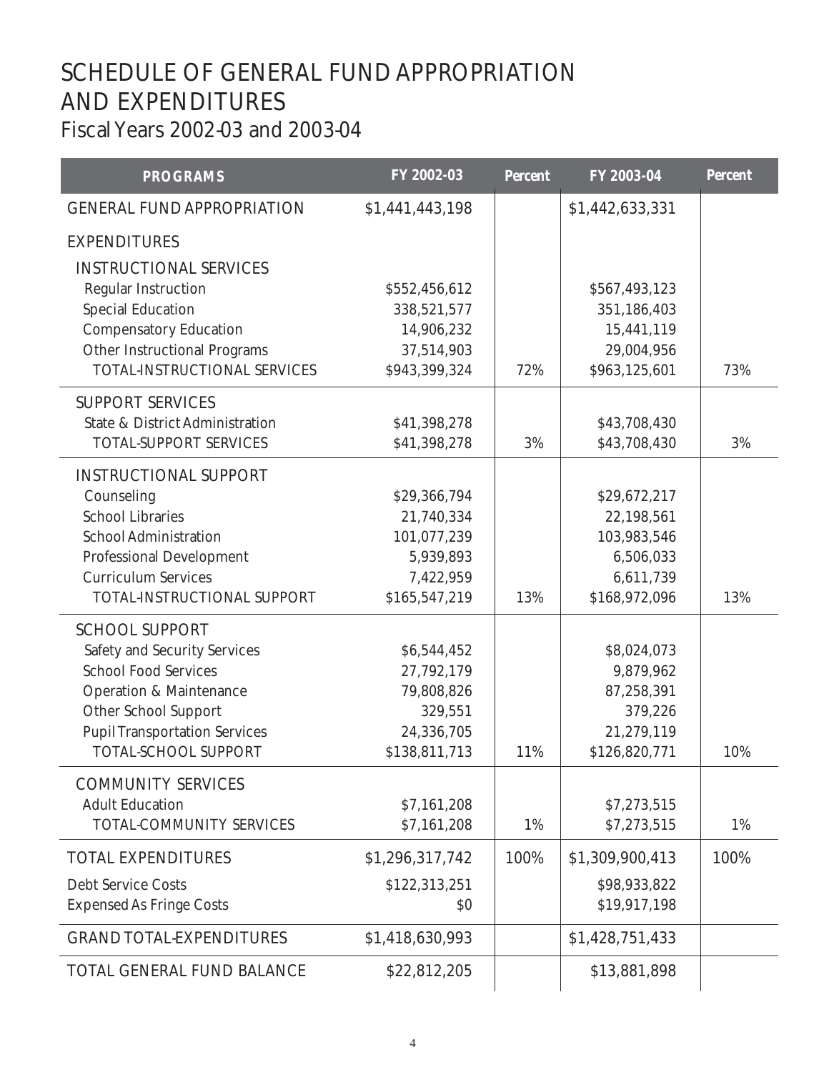# SCHEDULE OF GENERAL FUND APPROPRIATION AND EXPENDITURES

## Fiscal Years 2002-03 and 2003-04

| PROGRAMS | FY 2002-03 | Percent | FY 2003-04 | Percent |
|---|---|---|---|---|
| GENERAL FUND APPROPRIATION | $1,441,443,198 | | $1,442,633,331 | |
| EXPENDITURES | | | | |
| INSTRUCTIONAL SERVICES | | | | |
| Regular Instruction | $552,456,612 | | $567,493,123 | |
| Special Education | 338,521,577 | | 351,186,403 | |
| Compensatory Education | 14,906,232 | | 15,441,119 | |
| Other Instructional Programs | 37,514,903 | | 29,004,956 | |
| TOTAL-INSTRUCTIONAL SERVICES | $943,399,324 | 72% | $963,125,601 | 73% |
| SUPPORT SERVICES | | | | |
| State & District Administration | $41,398,278 | | $43,708,430 | |
| TOTAL-SUPPORT SERVICES | $41,398,278 | 3% | $43,708,430 | 3% |
| INSTRUCTIONAL SUPPORT | | | | |
| Counseling | $29,366,794 | | $29,672,217 | |
| School Libraries | 21,740,334 | | 22,198,561 | |
| School Administration | 101,077,239 | | 103,983,546 | |
| Professional Development | 5,939,893 | | 6,506,033 | |
| Curriculum Services | 7,422,959 | | 6,611,739 | |
| TOTAL-INSTRUCTIONAL SUPPORT | $165,547,219 | 13% | $168,972,096 | 13% |
| SCHOOL SUPPORT | | | | |
| Safety and Security Services | $6,544,452 | | $8,024,073 | |
| School Food Services | 27,792,179 | | 9,879,962 | |
| Operation & Maintenance | 79,808,826 | | 87,258,391 | |
| Other School Support | 329,551 | | 379,226 | |
| Pupil Transportation Services | 24,336,705 | | 21,279,119 | |
| TOTAL-SCHOOL SUPPORT | $138,811,713 | 11% | $126,820,771 | 10% |
| COMMUNITY SERVICES | | | | |
| Adult Education | $7,161,208 | | $7,273,515 | |
| TOTAL-COMMUNITY SERVICES | $7,161,208 | 1% | $7,273,515 | 1% |
| TOTAL EXPENDITURES | $1,296,317,742 | 100% | $1,309,900,413 | 100% |
| Debt Service Costs | $122,313,251 | | $98,933,822 | |
| Expensed As Fringe Costs | $0 | | $19,917,198 | |
| GRAND TOTAL-EXPENDITURES | $1,418,630,993 | | $1,428,751,433 | |
| TOTAL GENERAL FUND BALANCE | $22,812,205 | | $13,881,898 | |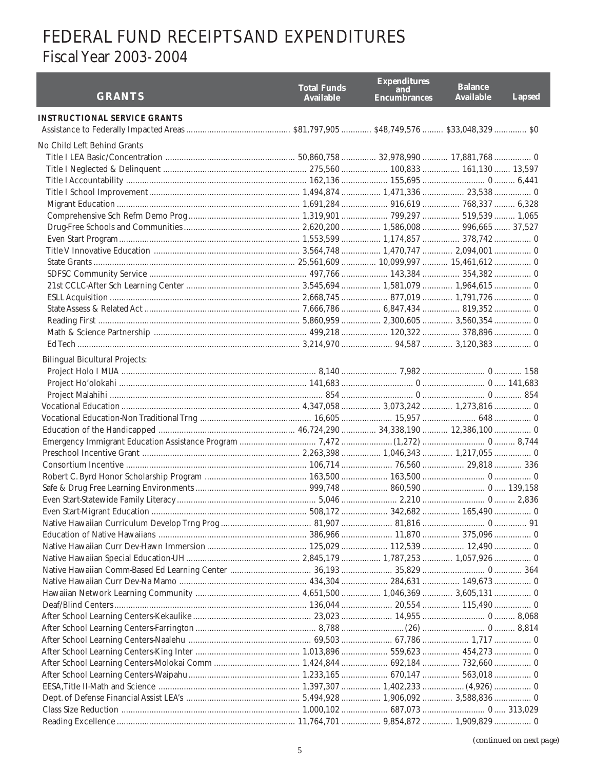# FEDERAL FUND RECEIPTS AND EXPENDITURES

## Fiscal Year 2003-2004

| GRANTS | Total Funds Available | Expenditures and Encumbrances | Balance Available | Lapsed |
|---|---|---|---|---|
| **INSTRUCTIONAL SERVICE GRANTS** | | | | |
| Assistance to Federally Impacted Areas | $81,797,905 | $48,749,576 | $33,048,329 | $0 |
| No Child Left Behind Grants | | | | |
| Title I LEA Basic/Concentration | 50,860,758 | 32,978,990 | 17,881,768 | 0 |
| Title I Neglected & Delinquent | 275,560 | 100,833 | 161,130 | 13,597 |
| Title I Accountability | 162,136 | 155,695 | 0 | 6,441 |
| Title I School Improvement | 1,494,874 | 1,471,336 | 23,538 | 0 |
| Migrant Education | 1,691,284 | 916,619 | 768,337 | 6,328 |
| Comprehensive Sch Refm Demo Prog | 1,319,901 | 799,297 | 519,539 | 1,065 |
| Drug-Free Schools and Communities | 2,620,200 | 1,586,008 | 996,665 | 37,527 |
| Even Start Program | 1,553,599 | 1,174,857 | 378,742 | 0 |
| Title V Innovative Education | 3,564,748 | 1,470,747 | 2,094,001 | 0 |
| State Grants | 25,561,609 | 10,099,997 | 15,461,612 | 0 |
| SDFSC Community Service | 497,766 | 143,384 | 354,382 | 0 |
| 21st CCLC-After Sch Learning Center | 3,545,694 | 1,581,079 | 1,964,615 | 0 |
| ESLL Acquisition | 2,668,745 | 877,019 | 1,791,726 | 0 |
| State Assess & Related Act | 7,666,786 | 6,847,434 | 819,352 | 0 |
| Reading First | 5,860,959 | 2,300,605 | 3,560,354 | 0 |
| Math & Science Partnership | 499,218 | 120,322 | 378,896 | 0 |
| Ed Tech | 3,214,970 | 94,587 | 3,120,383 | 0 |
| Bilingual Bicultural Projects: | | | | |
| Project Holo I MUA | 8,140 | 7,982 | 0 | 158 |
| Project Ho'olokahi | 141,683 | 0 | 0 | 141,683 |
| Project Malahihi | 854 | 0 | 0 | 854 |
| Vocational Education | 4,347,058 | 3,073,242 | 1,273,816 | 0 |
| Vocational Education-Non Traditional Trng | 16,605 | 15,957 | 648 | 0 |
| Education of the Handicapped | 46,724,290 | 34,338,190 | 12,386,100 | 0 |
| Emergency Immigrant Education Assistance Program | 7,472 | (1,272) | 0 | 8,744 |
| Preschool Incentive Grant | 2,263,398 | 1,046,343 | 1,217,055 | 0 |
| Consortium Incentive | 106,714 | 76,560 | 29,818 | 336 |
| Robert C. Byrd Honor Scholarship Program | 163,500 | 163,500 | 0 | 0 |
| Safe & Drug Free Learning Environments | 999,748 | 860,590 | 0 | 139,158 |
| Even Start-Statewide Family Literacy | 5,046 | 2,210 | 0 | 2,836 |
| Even Start-Migrant Education | 508,172 | 342,682 | 165,490 | 0 |
| Native Hawaiian Curriculum Develop Trng Prog | 81,907 | 81,816 | 0 | 91 |
| Education of Native Hawaiians | 386,966 | 11,870 | 375,096 | 0 |
| Native Hawaiian Curr Dev-Hawn Immersion | 125,029 | 112,539 | 12,490 | 0 |
| Native Hawaiian Special Education-UH | 2,845,179 | 1,787,253 | 1,057,926 | 0 |
| Native Hawaiian Comm-Based Ed Learning Center | 36,193 | 35,829 | 0 | 364 |
| Native Hawaiian Curr Dev-Na Mamo | 434,304 | 284,631 | 149,673 | 0 |
| Hawaiian Network Learning Community | 4,651,500 | 1,046,369 | 3,605,131 | 0 |
| Deaf/Blind Centers | 136,044 | 20,554 | 115,490 | 0 |
| After School Learning Centers-Kekaulike | 23,023 | 14,955 | 0 | 8,068 |
| After School Learning Centers-Farrington | 8,788 | (26) | 0 | 8,814 |
| After School Learning Centers-Naalehu | 69,503 | 67,786 | 1,717 | 0 |
| After School Learning Centers-King Inter | 1,013,896 | 559,623 | 454,273 | 0 |
| After School Learning Centers-Molokai Comm | 1,424,844 | 692,184 | 732,660 | 0 |
| After School Learning Centers-Waipahu | 1,233,165 | 670,147 | 563,018 | 0 |
| EESA, Title II-Math and Science | 1,397,307 | 1,402,233 | (4,926) | 0 |
| Dept. of Defense Financial Assist LEA's | 5,494,928 | 1,906,092 | 3,588,836 | 0 |
| Class Size Reduction | 1,000,102 | 687,073 | 0 | 313,029 |
| Reading Excellence | 11,764,701 | 9,854,872 | 1,909,829 | 0 |

*(continued on next page)*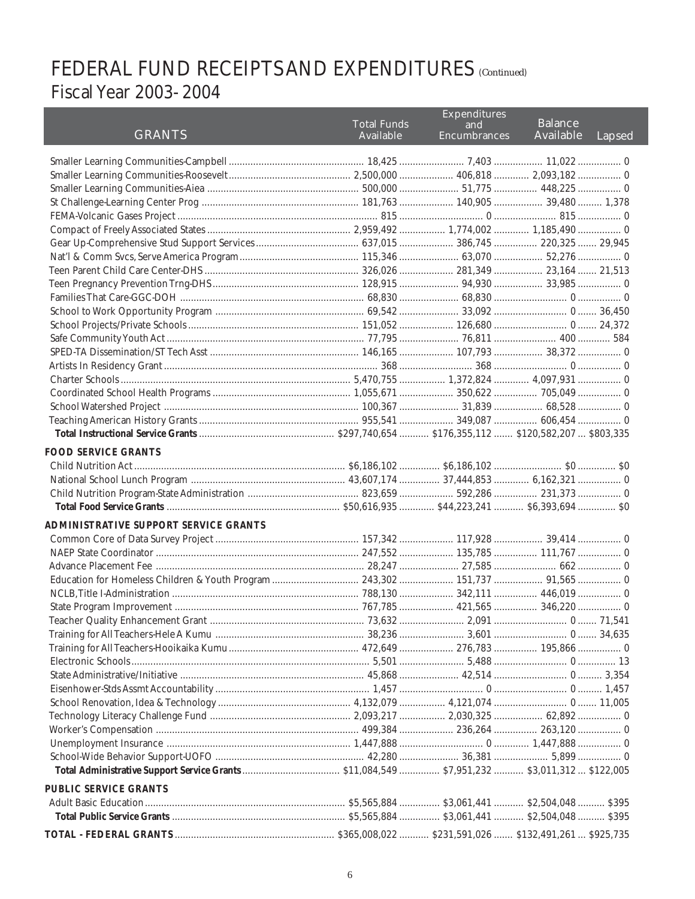# FEDERAL FUND RECEIPTS AND EXPENDITURES *(Continued)*

## Fiscal Year 2003-2004

| GRANTS | Total Funds Available | Expenditures and Encumbrances | Balance Available | Lapsed |
|---|---|---|---|---|
| Smaller Learning Communities-Campbell | 18,425 | 7,403 | 11,022 | 0 |
| Smaller Learning Communities-Roosevelt | 2,500,000 | 406,818 | 2,093,182 | 0 |
| Smaller Learning Communities-Aiea | 500,000 | 51,775 | 448,225 | 0 |
| St Challenge-Learning Center Prog | 181,763 | 140,905 | 39,480 | 1,378 |
| FEMA-Volcanic Gases Project | 815 | 0 | 815 | 0 |
| Compact of Freely Associated States | 2,959,492 | 1,774,002 | 1,185,490 | 0 |
| Gear Up-Comprehensive Stud Support Services | 637,015 | 386,745 | 220,325 | 29,945 |
| Nat'l & Comm Svcs, Serve America Program | 115,346 | 63,070 | 52,276 | 0 |
| Teen Parent Child Care Center-DHS | 326,026 | 281,349 | 23,164 | 21,513 |
| Teen Pregnancy Prevention Trng-DHS | 128,915 | 94,930 | 33,985 | 0 |
| Families That Care-GGC-DOH | 68,830 | 68,830 | 0 | 0 |
| School to Work Opportunity Program | 69,542 | 33,092 | 0 | 36,450 |
| School Projects/Private Schools | 151,052 | 126,680 | 0 | 24,372 |
| Safe Community Youth Act | 77,795 | 76,811 | 400 | 584 |
| SPED-TA Dissemination/ST Tech Asst | 146,165 | 107,793 | 38,372 | 0 |
| Artists In Residency Grant | 368 | 368 | 0 | 0 |
| Charter Schools | 5,470,755 | 1,372,824 | 4,097,931 | 0 |
| Coordinated School Health Programs | 1,055,671 | 350,622 | 705,049 | 0 |
| School Watershed Project | 100,367 | 31,839 | 68,528 | 0 |
| Teaching American History Grants | 955,541 | 349,087 | 606,454 | 0 |
| **Total Instructional Service Grants** | $297,740,654 | $176,355,112 | $120,582,207 | $803,335 |
| **FOOD SERVICE GRANTS** | | | | |
| Child Nutrition Act | $6,186,102 | $6,186,102 | $0 | $0 |
| National School Lunch Program | 43,607,174 | 37,444,853 | 6,162,321 | 0 |
| Child Nutrition Program-State Administration | 823,659 | 592,286 | 231,373 | 0 |
| **Total Food Service Grants** | $50,616,935 | $44,223,241 | $6,393,694 | $0 |
| **ADMINISTRATIVE SUPPORT SERVICE GRANTS** | | | | |
| Common Core of Data Survey Project | 157,342 | 117,928 | 39,414 | 0 |
| NAEP State Coordinator | 247,552 | 135,785 | 111,767 | 0 |
| Advance Placement Fee | 28,247 | 27,585 | 662 | 0 |
| Education for Homeless Children & Youth Program | 243,302 | 151,737 | 91,565 | 0 |
| NCLB, Title I-Administration | 788,130 | 342,111 | 446,019 | 0 |
| State Program Improvement | 767,785 | 421,565 | 346,220 | 0 |
| Teacher Quality Enhancement Grant | 73,632 | 2,091 | 0 | 71,541 |
| Training for All Teachers-Hele A Kumu | 38,236 | 3,601 | 0 | 34,635 |
| Training for All Teachers-Hooikaika Kumu | 472,649 | 276,783 | 195,866 | 0 |
| Electronic Schools | 5,501 | 5,488 | 0 | 13 |
| State Administrative/Initiative | 45,868 | 42,514 | 0 | 3,354 |
| Eisenhower-Stds Assmt Accountability | 1,457 | 0 | 0 | 1,457 |
| School Renovation, Idea & Technology | 4,132,079 | 4,121,074 | 0 | 11,005 |
| Technology Literacy Challenge Fund | 2,093,217 | 2,030,325 | 62,892 | 0 |
| Worker's Compensation | 499,384 | 236,264 | 263,120 | 0 |
| Unemployment Insurance | 1,447,888 | 0 | 1,447,888 | 0 |
| School-Wide Behavior Support-UOFO | 42,280 | 36,381 | 5,899 | 0 |
| **Total Administrative Support Service Grants** | $11,084,549 | $7,951,232 | $3,011,312 | $122,005 |
| **PUBLIC SERVICE GRANTS** | | | | |
| Adult Basic Education | $5,565,884 | $3,061,441 | $2,504,048 | $395 |
| **Total Public Service Grants** | $5,565,884 | $3,061,441 | $2,504,048 | $395 |
| **TOTAL - FEDERAL GRANTS** | $365,008,022 | $231,591,026 | $132,491,261 | $925,735 |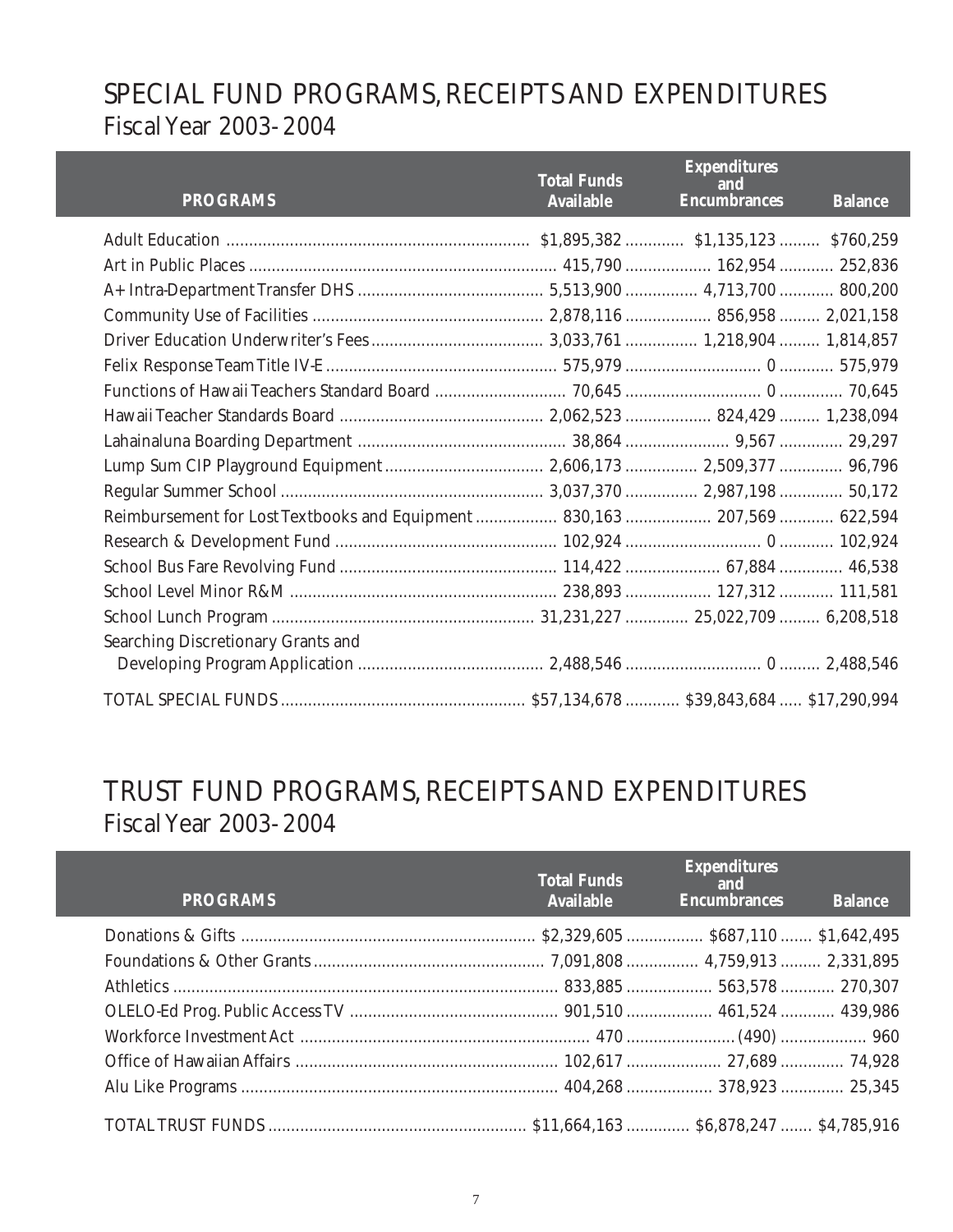# SPECIAL FUND PROGRAMS, RECEIPTS AND EXPENDITURES

## Fiscal Year 2003-2004

| PROGRAMS | Total Funds Available | Expenditures and Encumbrances | Balance |
|---|---|---|---|
| Adult Education | $1,895,382 | $1,135,123 | $760,259 |
| Art in Public Places | 415,790 | 162,954 | 252,836 |
| A+ Intra-Department Transfer DHS | 5,513,900 | 4,713,700 | 800,200 |
| Community Use of Facilities | 2,878,116 | 856,958 | 2,021,158 |
| Driver Education Underwriter's Fees | 3,033,761 | 1,218,904 | 1,814,857 |
| Felix Response Team Title IV-E | 575,979 | 0 | 575,979 |
| Functions of Hawaii Teachers Standard Board | 70,645 | 0 | 70,645 |
| Hawaii Teacher Standards Board | 2,062,523 | 824,429 | 1,238,094 |
| Lahainaluna Boarding Department | 38,864 | 9,567 | 29,297 |
| Lump Sum CIP Playground Equipment | 2,606,173 | 2,509,377 | 96,796 |
| Regular Summer School | 3,037,370 | 2,987,198 | 50,172 |
| Reimbursement for Lost Textbooks and Equipment | 830,163 | 207,569 | 622,594 |
| Research & Development Fund | 102,924 | 0 | 102,924 |
| School Bus Fare Revolving Fund | 114,422 | 67,884 | 46,538 |
| School Level Minor R&M | 238,893 | 127,312 | 111,581 |
| School Lunch Program | 31,231,227 | 25,022,709 | 6,208,518 |
| Searching Discretionary Grants and Developing Program Application | 2,488,546 | 0 | 2,488,546 |
| TOTAL SPECIAL FUNDS | $57,134,678 | $39,843,684 | $17,290,994 |

# TRUST FUND PROGRAMS, RECEIPTS AND EXPENDITURES

## Fiscal Year 2003-2004

| PROGRAMS | Total Funds Available | Expenditures and Encumbrances | Balance |
|---|---|---|---|
| Donations & Gifts | $2,329,605 | $687,110 | $1,642,495 |
| Foundations & Other Grants | 7,091,808 | 4,759,913 | 2,331,895 |
| Athletics | 833,885 | 563,578 | 270,307 |
| OLELO-Ed Prog. Public Access TV | 901,510 | 461,524 | 439,986 |
| Workforce Investment Act | 470 | (490) | 960 |
| Office of Hawaiian Affairs | 102,617 | 27,689 | 74,928 |
| Alu Like Programs | 404,268 | 378,923 | 25,345 |
| TOTAL TRUST FUNDS | $11,664,163 | $6,878,247 | $4,785,916 |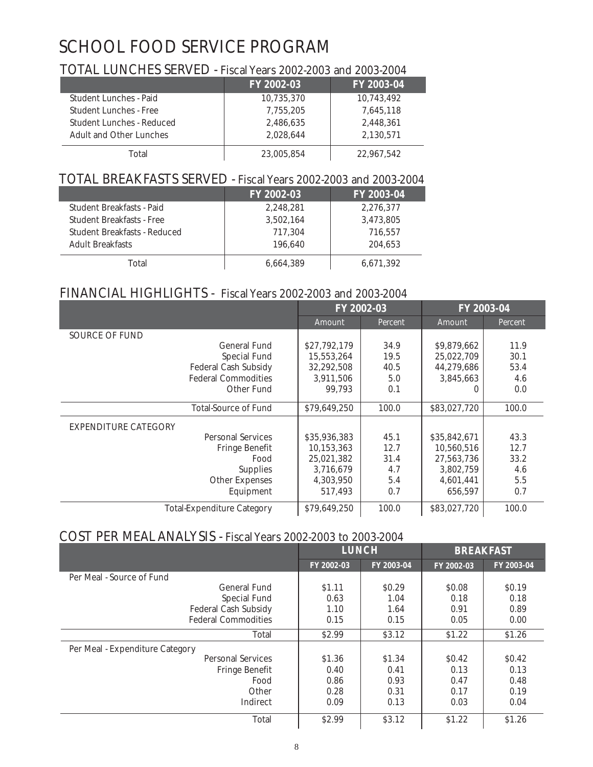# SCHOOL FOOD SERVICE PROGRAM

## TOTAL LUNCHES SERVED - Fiscal Years 2002-2003 and 2003-2004

| | FY 2002-03 | FY 2003-04 |
|---|---|---|
| Student Lunches - Paid | 10,735,370 | 10,743,492 |
| Student Lunches - Free | 7,755,205 | 7,645,118 |
| Student Lunches - Reduced | 2,486,635 | 2,448,361 |
| Adult and Other Lunches | 2,028,644 | 2,130,571 |
| Total | 23,005,854 | 22,967,542 |

## TOTAL BREAKFASTS SERVED - Fiscal Years 2002-2003 and 2003-2004

| | FY 2002-03 | FY 2003-04 |
|---|---|---|
| Student Breakfasts - Paid | 2,248,281 | 2,276,377 |
| Student Breakfasts - Free | 3,502,164 | 3,473,805 |
| Student Breakfasts - Reduced | 717,304 | 716,557 |
| Adult Breakfasts | 196,640 | 204,653 |
| Total | 6,664,389 | 6,671,392 |

## FINANCIAL HIGHLIGHTS - Fiscal Years 2002-2003 and 2003-2004

| | FY 2002-03 | | FY 2003-04 | |
|---|---|---|---|---|
| | Amount | Percent | Amount | Percent |
| SOURCE OF FUND | | | | |
| General Fund | $27,792,179 | 34.9 | $9,879,662 | 11.9 |
| Special Fund | 15,553,264 | 19.5 | 25,022,709 | 30.1 |
| Federal Cash Subsidy | 32,292,508 | 40.5 | 44,279,686 | 53.4 |
| Federal Commodities | 3,911,506 | 5.0 | 3,845,663 | 4.6 |
| Other Fund | 99,793 | 0.1 | 0 | 0.0 |
| Total-Source of Fund | $79,649,250 | 100.0 | $83,027,720 | 100.0 |
| EXPENDITURE CATEGORY | | | | |
| Personal Services | $35,936,383 | 45.1 | $35,842,671 | 43.3 |
| Fringe Benefit | 10,153,363 | 12.7 | 10,560,516 | 12.7 |
| Food | 25,021,382 | 31.4 | 27,563,736 | 33.2 |
| Supplies | 3,716,679 | 4.7 | 3,802,759 | 4.6 |
| Other Expenses | 4,303,950 | 5.4 | 4,601,441 | 5.5 |
| Equipment | 517,493 | 0.7 | 656,597 | 0.7 |
| Total-Expenditure Category | $79,649,250 | 100.0 | $83,027,720 | 100.0 |

## COST PER MEAL ANALYSIS - Fiscal Years 2002-2003 to 2003-2004

| | LUNCH | | BREAKFAST | |
|---|---|---|---|---|
| | FY 2002-03 | FY 2003-04 | FY 2002-03 | FY 2003-04 |
| Per Meal - Source of Fund | | | | |
| General Fund | $1.11 | $0.29 | $0.08 | $0.19 |
| Special Fund | 0.63 | 1.04 | 0.18 | 0.18 |
| Federal Cash Subsidy | 1.10 | 1.64 | 0.91 | 0.89 |
| Federal Commodities | 0.15 | 0.15 | 0.05 | 0.00 |
| Total | $2.99 | $3.12 | $1.22 | $1.26 |
| Per Meal - Expenditure Category | | | | |
| Personal Services | $1.36 | $1.34 | $0.42 | $0.42 |
| Fringe Benefit | 0.40 | 0.41 | 0.13 | 0.13 |
| Food | 0.86 | 0.93 | 0.47 | 0.48 |
| Other | 0.28 | 0.31 | 0.17 | 0.19 |
| Indirect | 0.09 | 0.13 | 0.03 | 0.04 |
| Total | $2.99 | $3.12 | $1.22 | $1.26 |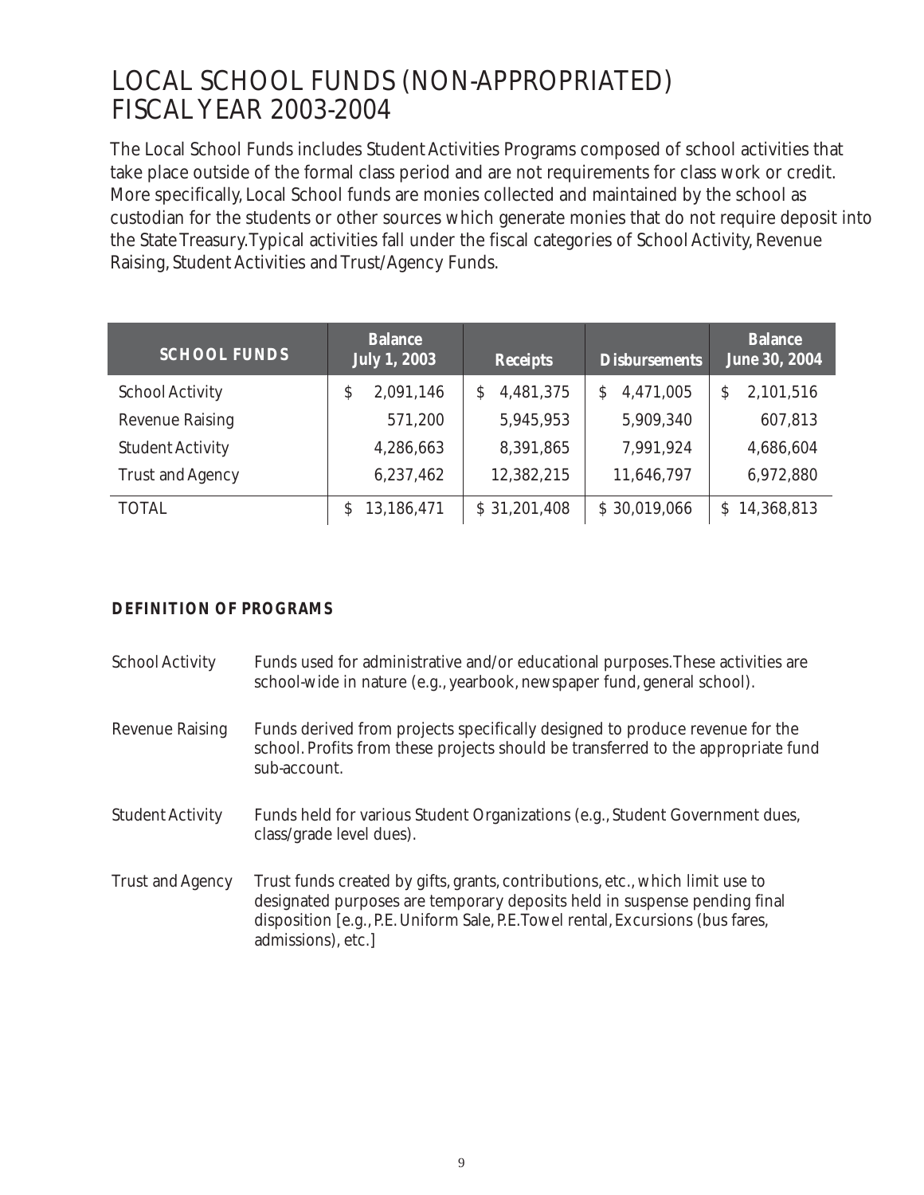# LOCAL SCHOOL FUNDS (NON-APPROPRIATED) FISCAL YEAR 2003-2004

The Local School Funds includes Student Activities Programs composed of school activities that take place outside of the formal class period and are not requirements for class work or credit. More specifically, Local School funds are monies collected and maintained by the school as custodian for the students or other sources which generate monies that do not require deposit into the State Treasury. Typical activities fall under the fiscal categories of School Activity, Revenue Raising, Student Activities and Trust/Agency Funds.

| SCHOOL FUNDS | Balance July 1, 2003 | Receipts | Disbursements | Balance June 30, 2004 |
|---|---|---|---|---|
| School Activity | $ 2,091,146 | $ 4,481,375 | $ 4,471,005 | $ 2,101,516 |
| Revenue Raising | 571,200 | 5,945,953 | 5,909,340 | 607,813 |
| Student Activity | 4,286,663 | 8,391,865 | 7,991,924 | 4,686,604 |
| Trust and Agency | 6,237,462 | 12,382,215 | 11,646,797 | 6,972,880 |
| TOTAL | $ 13,186,471 | $ 31,201,408 | $ 30,019,066 | $ 14,368,813 |

**DEFINITION OF PROGRAMS**

School Activity — Funds used for administrative and/or educational purposes. These activities are school-wide in nature (e.g., yearbook, newspaper fund, general school).

Revenue Raising — Funds derived from projects specifically designed to produce revenue for the school. Profits from these projects should be transferred to the appropriate fund sub-account.

Student Activity — Funds held for various Student Organizations (e.g., Student Government dues, class/grade level dues).

Trust and Agency — Trust funds created by gifts, grants, contributions, etc., which limit use to designated purposes are temporary deposits held in suspense pending final disposition [e.g., P.E. Uniform Sale, P.E. Towel rental, Excursions (bus fares, admissions), etc.]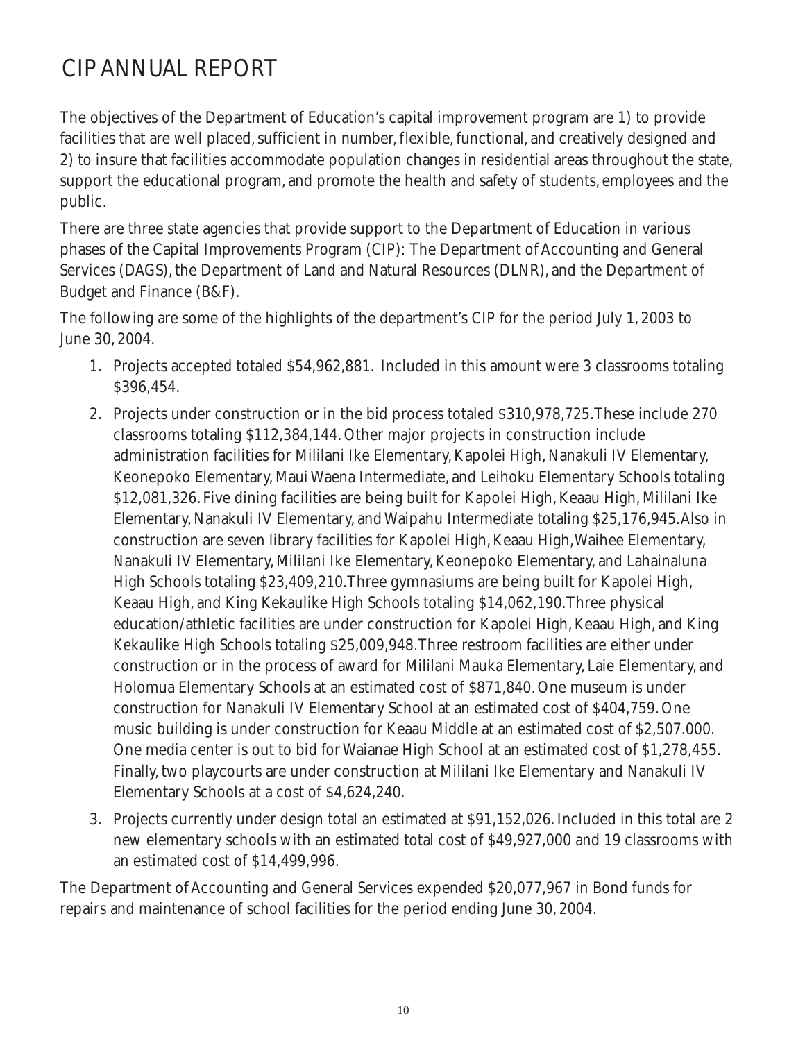# CIP ANNUAL REPORT

The objectives of the Department of Education's capital improvement program are 1) to provide facilities that are well placed, sufficient in number, flexible, functional, and creatively designed and 2) to insure that facilities accommodate population changes in residential areas throughout the state, support the educational program, and promote the health and safety of students, employees and the public.

There are three state agencies that provide support to the Department of Education in various phases of the Capital Improvements Program (CIP): The Department of Accounting and General Services (DAGS), the Department of Land and Natural Resources (DLNR), and the Department of Budget and Finance (B&F).

The following are some of the highlights of the department's CIP for the period July 1, 2003 to June 30, 2004.

1. Projects accepted totaled $54,962,881. Included in this amount were 3 classrooms totaling $396,454.
2. Projects under construction or in the bid process totaled $310,978,725. These include 270 classrooms totaling $112,384,144. Other major projects in construction include administration facilities for Mililani Ike Elementary, Kapolei High, Nanakuli IV Elementary, Keonepoko Elementary, Maui Waena Intermediate, and Leihoku Elementary Schools totaling $12,081,326. Five dining facilities are being built for Kapolei High, Keaau High, Mililani Ike Elementary, Nanakuli IV Elementary, and Waipahu Intermediate totaling $25,176,945. Also in construction are seven library facilities for Kapolei High, Keaau High, Waihee Elementary, Nanakuli IV Elementary, Mililani Ike Elementary, Keonepoko Elementary, and Lahainaluna High Schools totaling $23,409,210. Three gymnasiums are being built for Kapolei High, Keaau High, and King Kekaulike High Schools totaling $14,062,190. Three physical education/athletic facilities are under construction for Kapolei High, Keaau High, and King Kekaulike High Schools totaling $25,009,948. Three restroom facilities are either under construction or in the process of award for Mililani Mauka Elementary, Laie Elementary, and Holomua Elementary Schools at an estimated cost of $871,840. One museum is under construction for Nanakuli IV Elementary School at an estimated cost of $404,759. One music building is under construction for Keaau Middle at an estimated cost of $2,507.000. One media center is out to bid for Waianae High School at an estimated cost of $1,278,455. Finally, two playcourts are under construction at Mililani Ike Elementary and Nanakuli IV Elementary Schools at a cost of $4,624,240.
3. Projects currently under design total an estimated at $91,152,026. Included in this total are 2 new elementary schools with an estimated total cost of $49,927,000 and 19 classrooms with an estimated cost of $14,499,996.

The Department of Accounting and General Services expended $20,077,967 in Bond funds for repairs and maintenance of school facilities for the period ending June 30, 2004.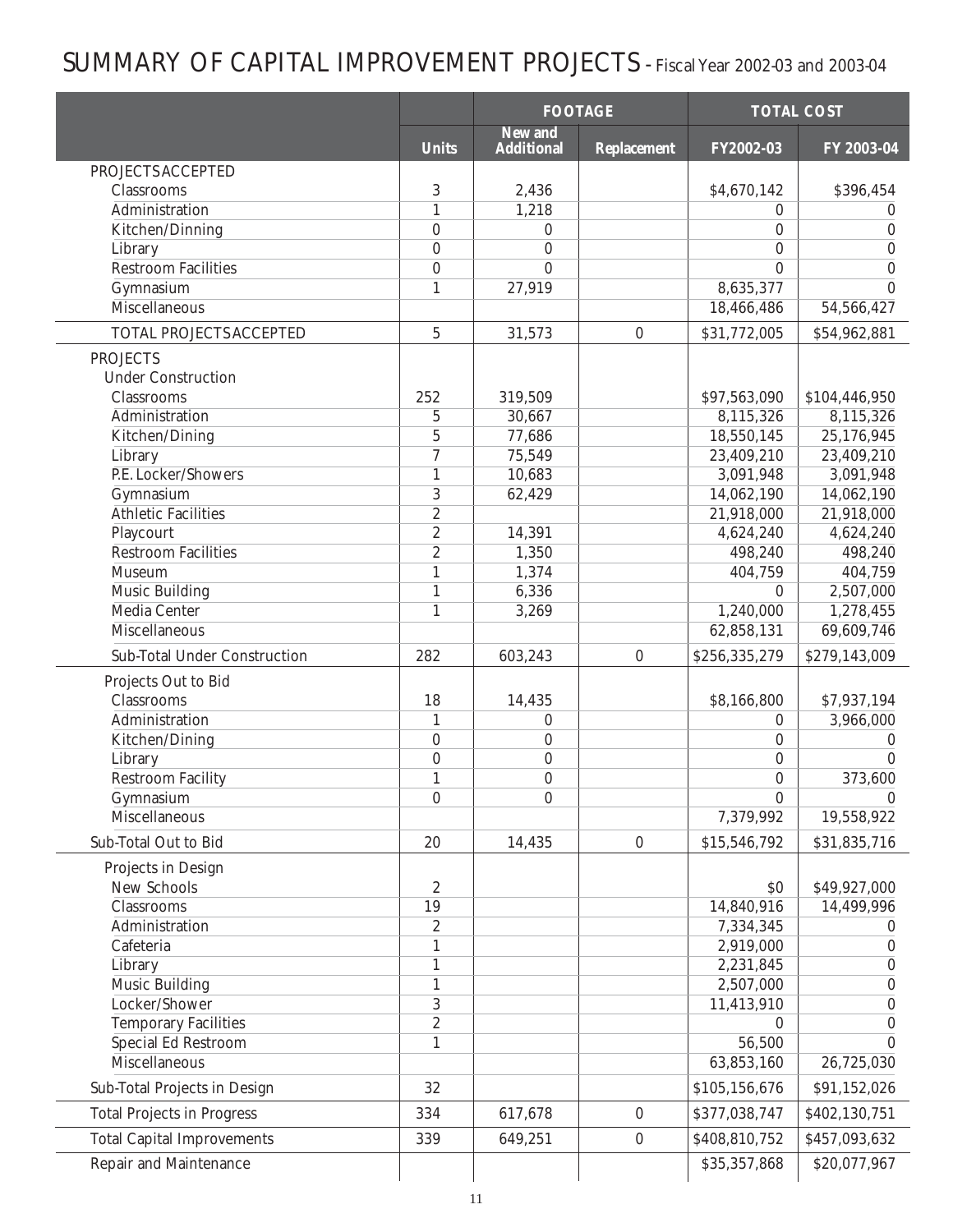# SUMMARY OF CAPITAL IMPROVEMENT PROJECTS - Fiscal Year 2002-03 and 2003-04

| | | FOOTAGE | | TOTAL COST | |
|---|---|---|---|---|---|
| | Units | New and Additional | Replacement | FY2002-03 | FY 2003-04 |
| PROJECTS ACCEPTED | | | | | |
| Classrooms | 3 | 2,436 | | $4,670,142 | $396,454 |
| Administration | 1 | 1,218 | | 0 | 0 |
| Kitchen/Dinning | 0 | 0 | | 0 | 0 |
| Library | 0 | 0 | | 0 | 0 |
| Restroom Facilities | 0 | 0 | | 0 | 0 |
| Gymnasium | 1 | 27,919 | | 8,635,377 | 0 |
| Miscellaneous | | | | 18,466,486 | 54,566,427 |
| TOTAL PROJECTS ACCEPTED | 5 | 31,573 | 0 | $31,772,005 | $54,962,881 |
| PROJECTS | | | | | |
| Under Construction | | | | | |
| Classrooms | 252 | 319,509 | | $97,563,090 | $104,446,950 |
| Administration | 5 | 30,667 | | 8,115,326 | 8,115,326 |
| Kitchen/Dining | 5 | 77,686 | | 18,550,145 | 25,176,945 |
| Library | 7 | 75,549 | | 23,409,210 | 23,409,210 |
| P.E. Locker/Showers | 1 | 10,683 | | 3,091,948 | 3,091,948 |
| Gymnasium | 3 | 62,429 | | 14,062,190 | 14,062,190 |
| Athletic Facilities | 2 | | | 21,918,000 | 21,918,000 |
| Playcourt | 2 | 14,391 | | 4,624,240 | 4,624,240 |
| Restroom Facilities | 2 | 1,350 | | 498,240 | 498,240 |
| Museum | 1 | 1,374 | | 404,759 | 404,759 |
| Music Building | 1 | 6,336 | | 0 | 2,507,000 |
| Media Center | 1 | 3,269 | | 1,240,000 | 1,278,455 |
| Miscellaneous | | | | 62,858,131 | 69,609,746 |
| Sub-Total Under Construction | 282 | 603,243 | 0 | $256,335,279 | $279,143,009 |
| Projects Out to Bid | | | | | |
| Classrooms | 18 | 14,435 | | $8,166,800 | $7,937,194 |
| Administration | 1 | 0 | | 0 | 3,966,000 |
| Kitchen/Dining | 0 | 0 | | 0 | 0 |
| Library | 0 | 0 | | 0 | 0 |
| Restroom Facility | 1 | 0 | | 0 | 373,600 |
| Gymnasium | 0 | 0 | | 0 | 0 |
| Miscellaneous | | | | 7,379,992 | 19,558,922 |
| Sub-Total Out to Bid | 20 | 14,435 | 0 | $15,546,792 | $31,835,716 |
| Projects in Design | | | | | |
| New Schools | 2 | | | $0 | $49,927,000 |
| Classrooms | 19 | | | 14,840,916 | 14,499,996 |
| Administration | 2 | | | 7,334,345 | 0 |
| Cafeteria | 1 | | | 2,919,000 | 0 |
| Library | 1 | | | 2,231,845 | 0 |
| Music Building | 1 | | | 2,507,000 | 0 |
| Locker/Shower | 3 | | | 11,413,910 | 0 |
| Temporary Facilities | 2 | | | 0 | 0 |
| Special Ed Restroom | 1 | | | 56,500 | 0 |
| Miscellaneous | | | | 63,853,160 | 26,725,030 |
| Sub-Total Projects in Design | 32 | | | $105,156,676 | $91,152,026 |
| Total Projects in Progress | 334 | 617,678 | 0 | $377,038,747 | $402,130,751 |
| Total Capital Improvements | 339 | 649,251 | 0 | $408,810,752 | $457,093,632 |
| Repair and Maintenance | | | | $35,357,868 | $20,077,967 |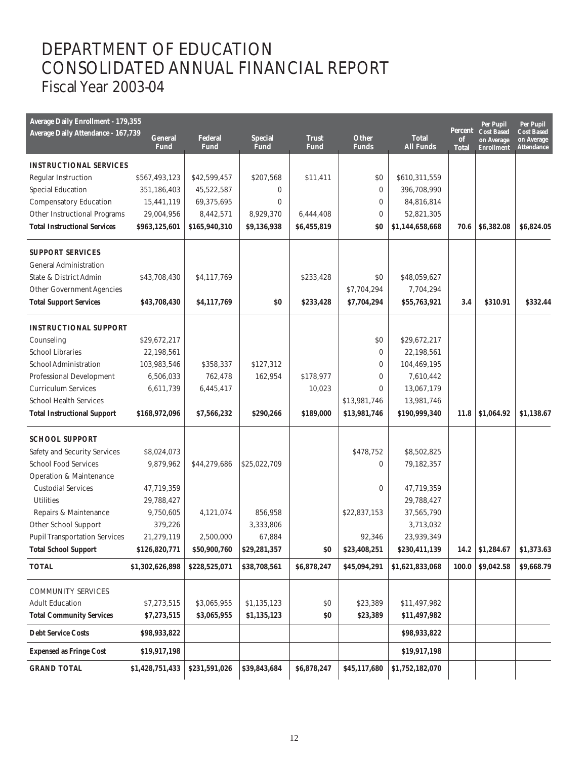# DEPARTMENT OF EDUCATION
# CONSOLIDATED ANNUAL FINANCIAL REPORT
## Fiscal Year 2003-04

| Average Daily Enrollment - 179,355<br>Average Daily Attendance - 167,739 | General Fund | Federal Fund | Special Fund | Trust Fund | Other Funds | Total All Funds | Percent of Total | Per Pupil Cost Based on Average Enrollment | Per Pupil Cost Based on Average Attendance |
|---|---|---|---|---|---|---|---|---|---|
| **INSTRUCTIONAL SERVICES** | | | | | | | | | |
| Regular Instruction | $567,493,123 | $42,599,457 | $207,568 | $11,411 | $0 | $610,311,559 | | | |
| Special Education | 351,186,403 | 45,522,587 | 0 | | 0 | 396,708,990 | | | |
| Compensatory Education | 15,441,119 | 69,375,695 | 0 | | 0 | 84,816,814 | | | |
| Other Instructional Programs | 29,004,956 | 8,442,571 | 8,929,370 | 6,444,408 | 0 | 52,821,305 | | | |
| **Total Instructional Services** | **$963,125,601** | **$165,940,310** | **$9,136,938** | **$6,455,819** | **$0** | **$1,144,658,668** | **70.6** | **$6,382.08** | **$6,824.05** |
| **SUPPORT SERVICES** | | | | | | | | | |
| General Administration | | | | | | | | | |
| State & District Admin | $43,708,430 | $4,117,769 | | $233,428 | $0 | $48,059,627 | | | |
| Other Government Agencies | | | | | $7,704,294 | 7,704,294 | | | |
| **Total Support Services** | **$43,708,430** | **$4,117,769** | **$0** | **$233,428** | **$7,704,294** | **$55,763,921** | **3.4** | **$310.91** | **$332.44** |
| **INSTRUCTIONAL SUPPORT** | | | | | | | | | |
| Counseling | $29,672,217 | | | | $0 | $29,672,217 | | | |
| School Libraries | 22,198,561 | | | | 0 | 22,198,561 | | | |
| School Administration | 103,983,546 | $358,337 | $127,312 | | 0 | 104,469,195 | | | |
| Professional Development | 6,506,033 | 762,478 | 162,954 | $178,977 | 0 | 7,610,442 | | | |
| Curriculum Services | 6,611,739 | 6,445,417 | | 10,023 | 0 | 13,067,179 | | | |
| School Health Services | | | | | $13,981,746 | 13,981,746 | | | |
| **Total Instructional Support** | **$168,972,096** | **$7,566,232** | **$290,266** | **$189,000** | **$13,981,746** | **$190,999,340** | **11.8** | **$1,064.92** | **$1,138.67** |
| **SCHOOL SUPPORT** | | | | | | | | | |
| Safety and Security Services | $8,024,073 | | | | $478,752 | $8,502,825 | | | |
| School Food Services | 9,879,962 | $44,279,686 | $25,022,709 | | 0 | 79,182,357 | | | |
| Operation & Maintenance | | | | | | | | | |
| Custodial Services | 47,719,359 | | | | 0 | 47,719,359 | | | |
| Utilities | 29,788,427 | | | | | 29,788,427 | | | |
| Repairs & Maintenance | 9,750,605 | 4,121,074 | 856,958 | | $22,837,153 | 37,565,790 | | | |
| Other School Support | 379,226 | | 3,333,806 | | | 3,713,032 | | | |
| Pupil Transportation Services | 21,279,119 | 2,500,000 | 67,884 | | 92,346 | 23,939,349 | | | |
| **Total School Support** | **$126,820,771** | **$50,900,760** | **$29,281,357** | **$0** | **$23,408,251** | **$230,411,139** | **14.2** | **$1,284.67** | **$1,373.63** |
| **TOTAL** | **$1,302,626,898** | **$228,525,071** | **$38,708,561** | **$6,878,247** | **$45,094,291** | **$1,621,833,068** | **100.0** | **$9,042.58** | **$9,668.79** |
| COMMUNITY SERVICES | | | | | | | | | |
| Adult Education | $7,273,515 | $3,065,955 | $1,135,123 | $0 | $23,389 | $11,497,982 | | | |
| **Total Community Services** | **$7,273,515** | **$3,065,955** | **$1,135,123** | **$0** | **$23,389** | **$11,497,982** | | | |
| **Debt Service Costs** | **$98,933,822** | | | | | **$98,933,822** | | | |
| **Expensed as Fringe Cost** | **$19,917,198** | | | | | **$19,917,198** | | | |
| **GRAND TOTAL** | **$1,428,751,433** | **$231,591,026** | **$39,843,684** | **$6,878,247** | **$45,117,680** | **$1,752,182,070** | | | |